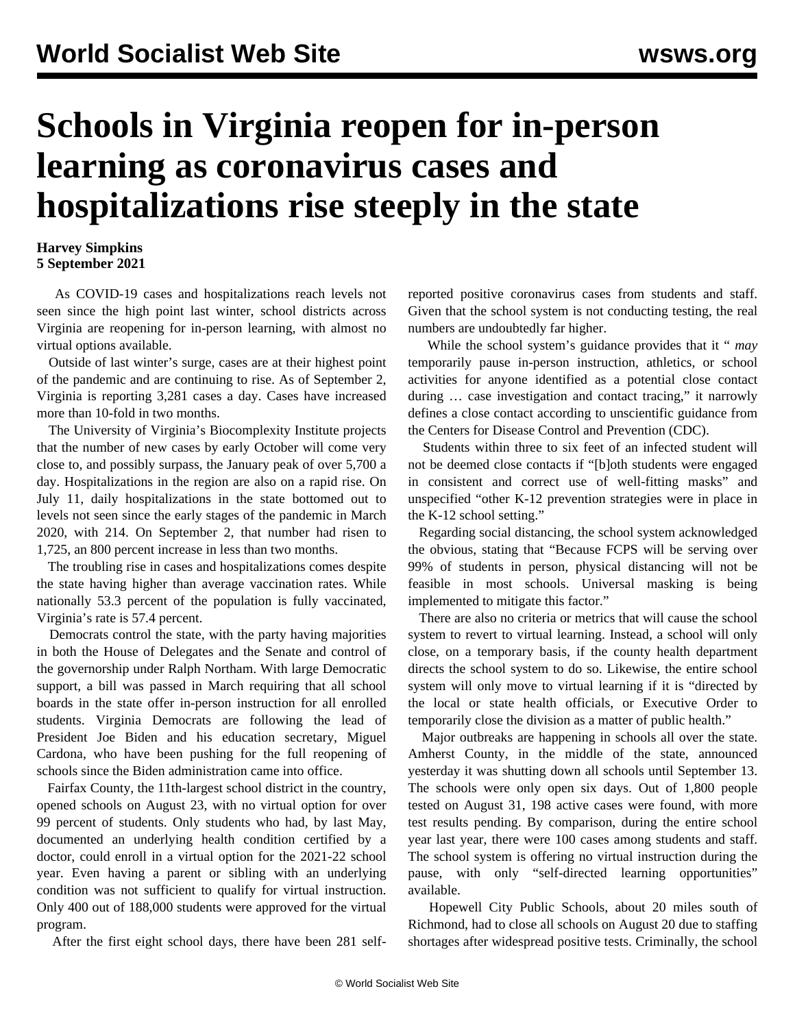# Schools in Virginia reopen for in-person learning as coronavirus cases and hospitalizations rise steeply in the state

**Harvey Simpkins**
**5 September 2021**

As COVID-19 cases and hospitalizations reach levels not seen since the high point last winter, school districts across Virginia are reopening for in-person learning, with almost no virtual options available.

Outside of last winter's surge, cases are at their highest point of the pandemic and are continuing to rise. As of September 2, Virginia is reporting 3,281 cases a day. Cases have increased more than 10-fold in two months.

The University of Virginia's Biocomplexity Institute projects that the number of new cases by early October will come very close to, and possibly surpass, the January peak of over 5,700 a day. Hospitalizations in the region are also on a rapid rise. On July 11, daily hospitalizations in the state bottomed out to levels not seen since the early stages of the pandemic in March 2020, with 214. On September 2, that number had risen to 1,725, an 800 percent increase in less than two months.

The troubling rise in cases and hospitalizations comes despite the state having higher than average vaccination rates. While nationally 53.3 percent of the population is fully vaccinated, Virginia's rate is 57.4 percent.

Democrats control the state, with the party having majorities in both the House of Delegates and the Senate and control of the governorship under Ralph Northam. With large Democratic support, a bill was passed in March requiring that all school boards in the state offer in-person instruction for all enrolled students. Virginia Democrats are following the lead of President Joe Biden and his education secretary, Miguel Cardona, who have been pushing for the full reopening of schools since the Biden administration came into office.

Fairfax County, the 11th-largest school district in the country, opened schools on August 23, with no virtual option for over 99 percent of students. Only students who had, by last May, documented an underlying health condition certified by a doctor, could enroll in a virtual option for the 2021-22 school year. Even having a parent or sibling with an underlying condition was not sufficient to qualify for virtual instruction. Only 400 out of 188,000 students were approved for the virtual program.

After the first eight school days, there have been 281 self-reported positive coronavirus cases from students and staff. Given that the school system is not conducting testing, the real numbers are undoubtedly far higher.

While the school system's guidance provides that it "*may* temporarily pause in-person instruction, athletics, or school activities for anyone identified as a potential close contact during … case investigation and contact tracing," it narrowly defines a close contact according to unscientific guidance from the Centers for Disease Control and Prevention (CDC).

Students within three to six feet of an infected student will not be deemed close contacts if "[b]oth students were engaged in consistent and correct use of well-fitting masks" and unspecified "other K-12 prevention strategies were in place in the K-12 school setting."

Regarding social distancing, the school system acknowledged the obvious, stating that "Because FCPS will be serving over 99% of students in person, physical distancing will not be feasible in most schools. Universal masking is being implemented to mitigate this factor."

There are also no criteria or metrics that will cause the school system to revert to virtual learning. Instead, a school will only close, on a temporary basis, if the county health department directs the school system to do so. Likewise, the entire school system will only move to virtual learning if it is "directed by the local or state health officials, or Executive Order to temporarily close the division as a matter of public health."

Major outbreaks are happening in schools all over the state. Amherst County, in the middle of the state, announced yesterday it was shutting down all schools until September 13. The schools were only open six days. Out of 1,800 people tested on August 31, 198 active cases were found, with more test results pending. By comparison, during the entire school year last year, there were 100 cases among students and staff. The school system is offering no virtual instruction during the pause, with only "self-directed learning opportunities" available.

Hopewell City Public Schools, about 20 miles south of Richmond, had to close all schools on August 20 due to staffing shortages after widespread positive tests. Criminally, the school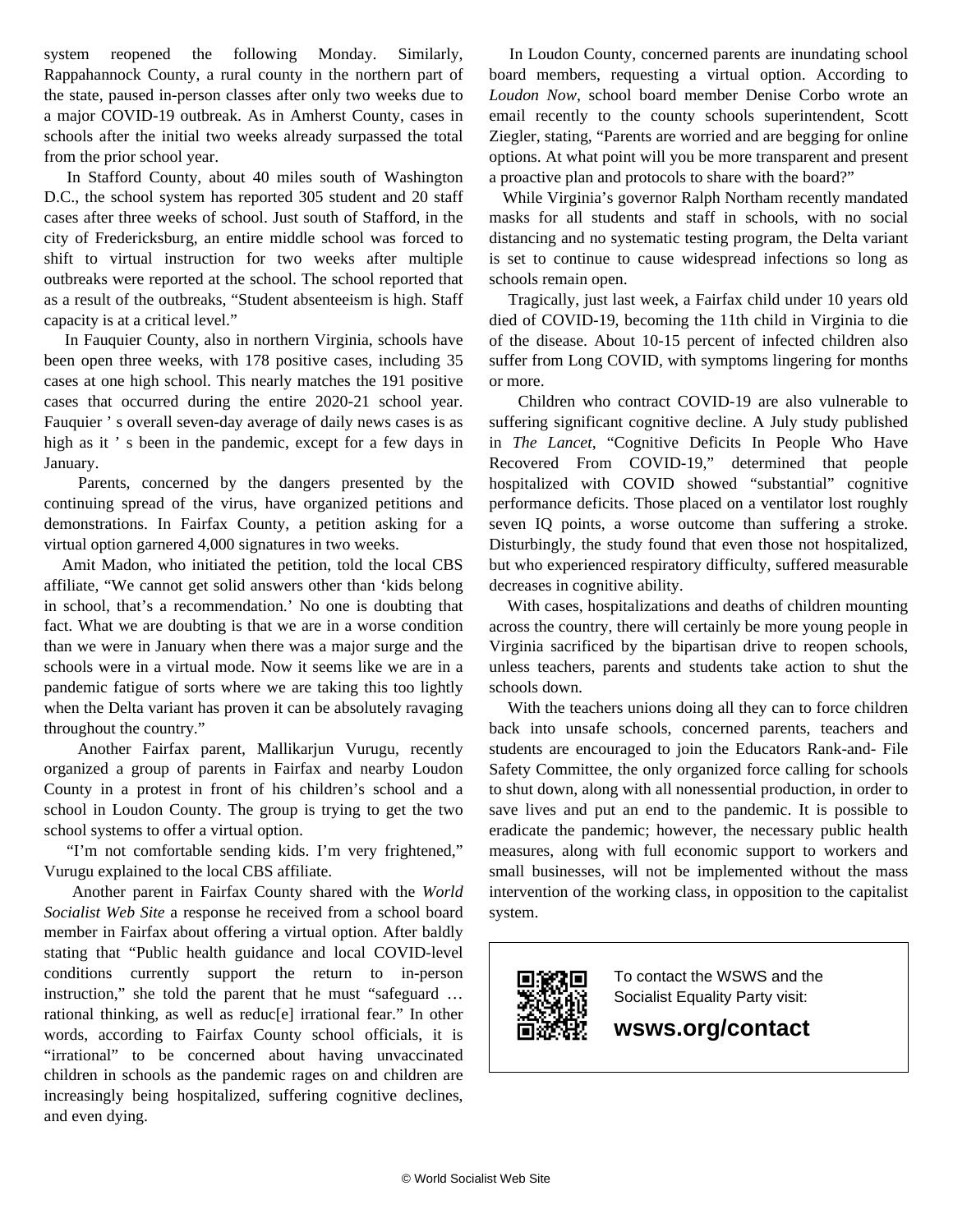system reopened the following Monday. Similarly, Rappahannock County, a rural county in the northern part of the state, paused in-person classes after only two weeks due to a major COVID-19 outbreak. As in Amherst County, cases in schools after the initial two weeks already surpassed the total from the prior school year.

In Stafford County, about 40 miles south of Washington D.C., the school system has reported 305 student and 20 staff cases after three weeks of school. Just south of Stafford, in the city of Fredericksburg, an entire middle school was forced to shift to virtual instruction for two weeks after multiple outbreaks were reported at the school. The school reported that as a result of the outbreaks, "Student absenteeism is high. Staff capacity is at a critical level."

In Fauquier County, also in northern Virginia, schools have been open three weeks, with 178 positive cases, including 35 cases at one high school. This nearly matches the 191 positive cases that occurred during the entire 2020-21 school year. Fauquier ' s overall seven-day average of daily news cases is as high as it ' s been in the pandemic, except for a few days in January.

Parents, concerned by the dangers presented by the continuing spread of the virus, have organized petitions and demonstrations. In Fairfax County, a petition asking for a virtual option garnered 4,000 signatures in two weeks.

Amit Madon, who initiated the petition, told the local CBS affiliate, "We cannot get solid answers other than 'kids belong in school, that's a recommendation.' No one is doubting that fact. What we are doubting is that we are in a worse condition than we were in January when there was a major surge and the schools were in a virtual mode. Now it seems like we are in a pandemic fatigue of sorts where we are taking this too lightly when the Delta variant has proven it can be absolutely ravaging throughout the country."

Another Fairfax parent, Mallikarjun Vurugu, recently organized a group of parents in Fairfax and nearby Loudon County in a protest in front of his children's school and a school in Loudon County. The group is trying to get the two school systems to offer a virtual option.

"I'm not comfortable sending kids. I'm very frightened," Vurugu explained to the local CBS affiliate.

Another parent in Fairfax County shared with the *World Socialist Web Site* a response he received from a school board member in Fairfax about offering a virtual option. After baldly stating that "Public health guidance and local COVID-level conditions currently support the return to in-person instruction," she told the parent that he must "safeguard … rational thinking, as well as reduc[e] irrational fear." In other words, according to Fairfax County school officials, it is "irrational" to be concerned about having unvaccinated children in schools as the pandemic rages on and children are increasingly being hospitalized, suffering cognitive declines, and even dying.

In Loudon County, concerned parents are inundating school board members, requesting a virtual option. According to *Loudon Now*, school board member Denise Corbo wrote an email recently to the county schools superintendent, Scott Ziegler, stating, "Parents are worried and are begging for online options. At what point will you be more transparent and present a proactive plan and protocols to share with the board?"

While Virginia's governor Ralph Northam recently mandated masks for all students and staff in schools, with no social distancing and no systematic testing program, the Delta variant is set to continue to cause widespread infections so long as schools remain open.

Tragically, just last week, a Fairfax child under 10 years old died of COVID-19, becoming the 11th child in Virginia to die of the disease. About 10-15 percent of infected children also suffer from Long COVID, with symptoms lingering for months or more.

Children who contract COVID-19 are also vulnerable to suffering significant cognitive decline. A July study published in *The Lancet*, "Cognitive Deficits In People Who Have Recovered From COVID-19," determined that people hospitalized with COVID showed "substantial" cognitive performance deficits. Those placed on a ventilator lost roughly seven IQ points, a worse outcome than suffering a stroke. Disturbingly, the study found that even those not hospitalized, but who experienced respiratory difficulty, suffered measurable decreases in cognitive ability.

With cases, hospitalizations and deaths of children mounting across the country, there will certainly be more young people in Virginia sacrificed by the bipartisan drive to reopen schools, unless teachers, parents and students take action to shut the schools down.

With the teachers unions doing all they can to force children back into unsafe schools, concerned parents, teachers and students are encouraged to join the Educators Rank-and- File Safety Committee, the only organized force calling for schools to shut down, along with all nonessential production, in order to save lives and put an end to the pandemic. It is possible to eradicate the pandemic; however, the necessary public health measures, along with full economic support to workers and small businesses, will not be implemented without the mass intervention of the working class, in opposition to the capitalist system.

To contact the WSWS and the Socialist Equality Party visit:

**wsws.org/contact**